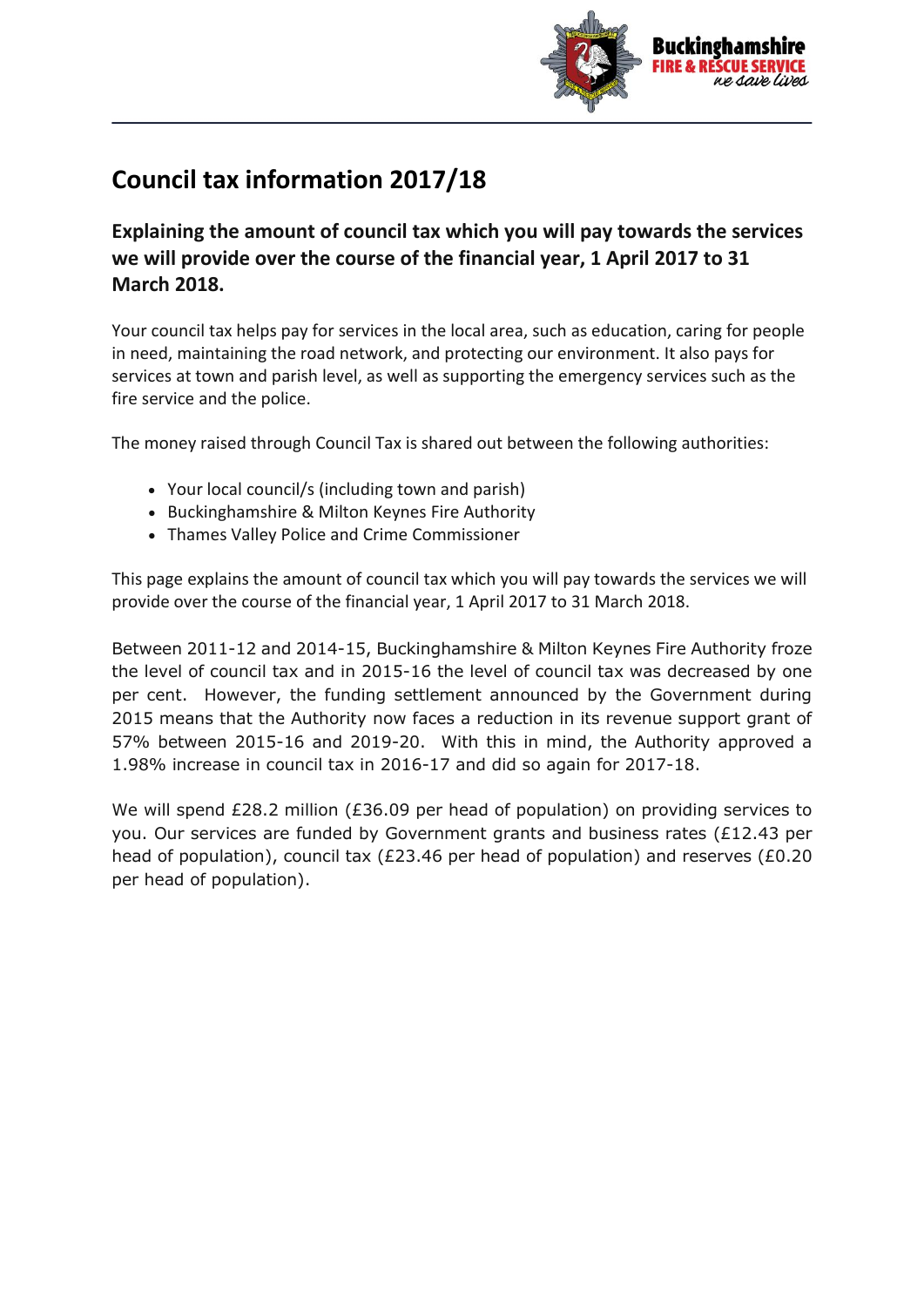# Council tax information 2017/18

## Explaining the amount of council tax which you will pay towards the services we will provide over the course of the financial year, 1 April 2017 to 31 March 2018.

Your council tax helps pay for services in the local area, such as education, caring for people in need, maintaining the road network, and protecting our environment. It also pays for services at town and parish level, as well as supporting the emergency services such as the fire service and the police.

The money raised through Council Tax is shared out between the following authorities:

- Your local council/s (including town and parish)
- Buckinghamshire & Milton Keynes Fire Authority
- Thames Valley Police and Crime Commissioner

This page explains the amount of council tax which you will pay towards the services we will provide over the course of the financial year, 1 April 2017 to 31 March 2018.

Between 2011-12 and 2014-15, Buckinghamshire & Milton Keynes Fire Authority froze the level of council tax and in 2015-16 the level of council tax was decreased by one per cent. However, the funding settlement announced by the Government during 2015 means that the Authority now faces a reduction in its revenue support grant of 57% between 2015-16 and 2019-20. With this in mind, the Authority approved a 1.98% increase in council tax in 2016-17 and did so again for 2017-18.

We will spend £28.2 million (£36.09 per head of population) on providing services to you. Our services are funded by Government grants and business rates (£12.43 per head of population), council tax (£23.46 per head of population) and reserves (£0.20 per head of population).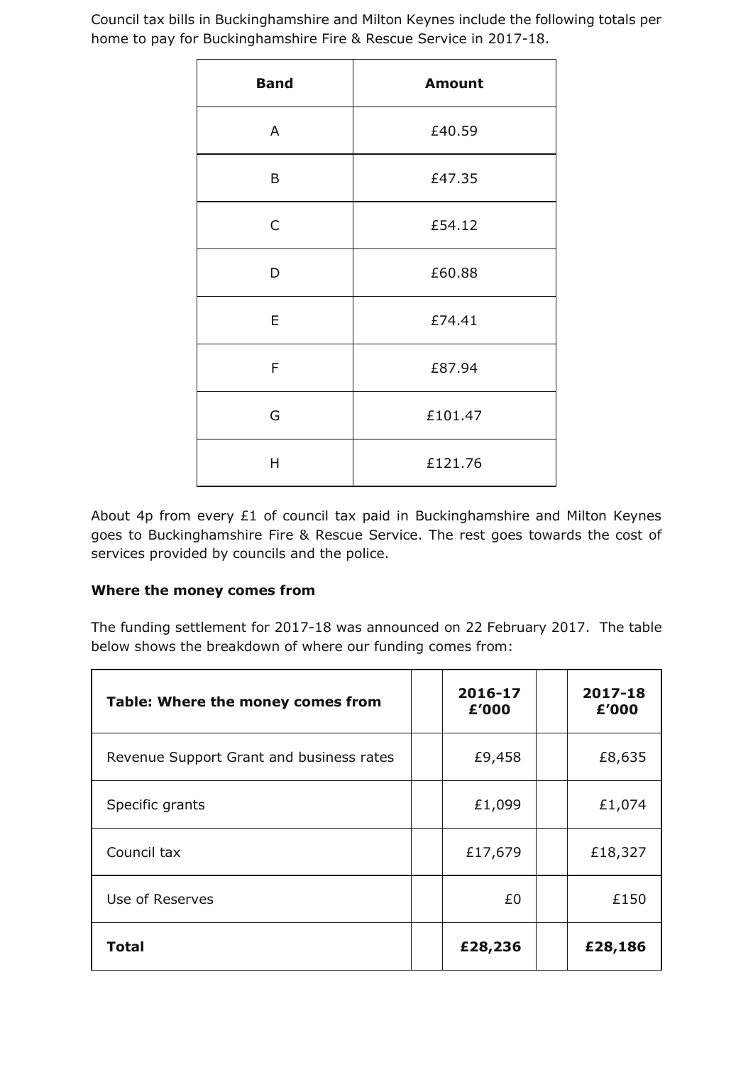Council tax bills in Buckinghamshire and Milton Keynes include the following totals per home to pay for Buckinghamshire Fire & Rescue Service in 2017-18.

| Band | Amount |
|---|---|
| A | £40.59 |
| B | £47.35 |
| C | £54.12 |
| D | £60.88 |
| E | £74.41 |
| F | £87.94 |
| G | £101.47 |
| H | £121.76 |

About 4p from every £1 of council tax paid in Buckinghamshire and Milton Keynes goes to Buckinghamshire Fire & Rescue Service. The rest goes towards the cost of services provided by councils and the police.

**Where the money comes from**

The funding settlement for 2017-18 was announced on 22 February 2017. The table below shows the breakdown of where our funding comes from:

| **Table: Where the money comes from** | **2016-17 £'000** | **2017-18 £'000** |
|---|---|---|
| Revenue Support Grant and business rates | £9,458 | £8,635 |
| Specific grants | £1,099 | £1,074 |
| Council tax | £17,679 | £18,327 |
| Use of Reserves | £0 | £150 |
| **Total** | **£28,236** | **£28,186** |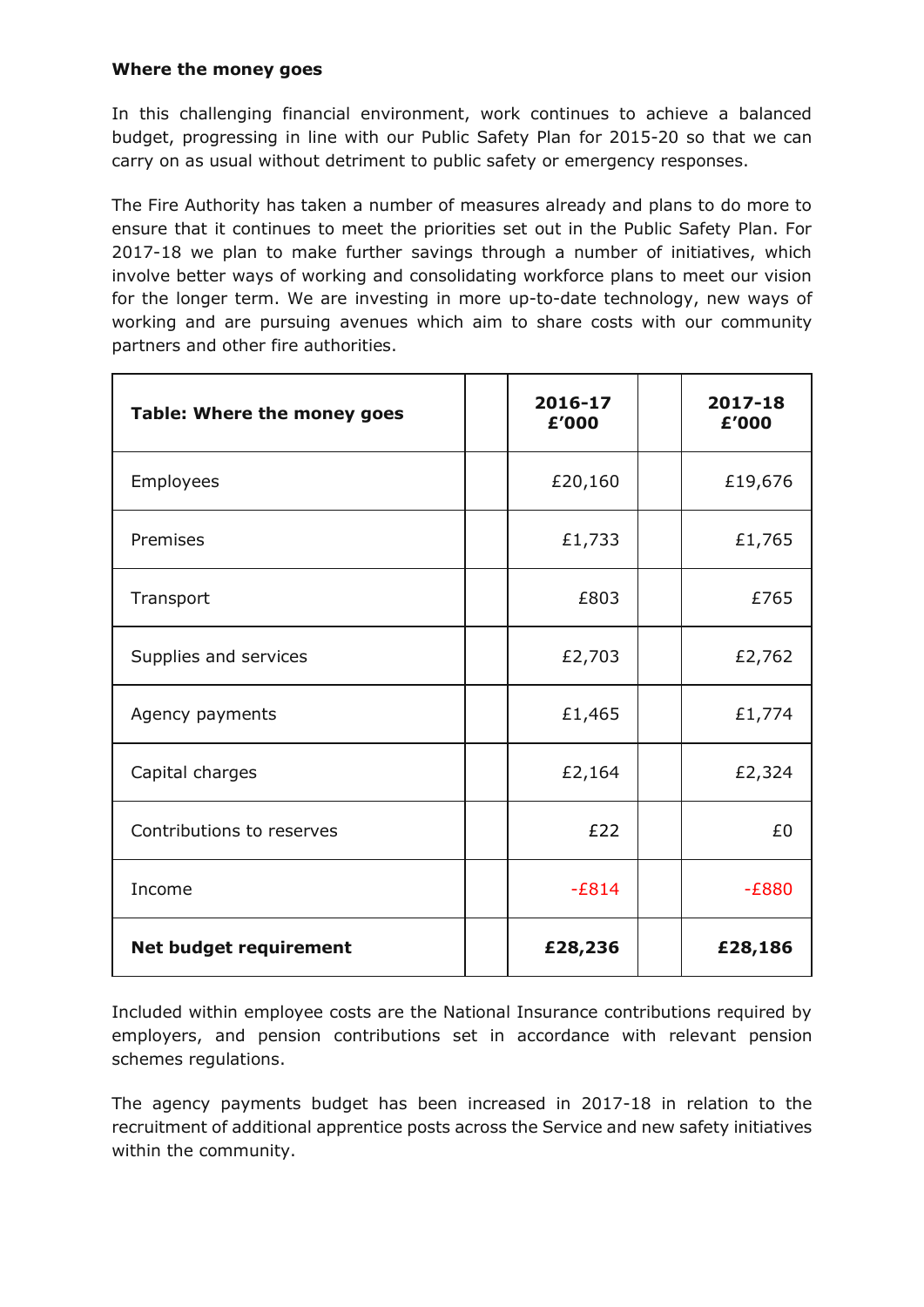**Where the money goes**

In this challenging financial environment, work continues to achieve a balanced budget, progressing in line with our Public Safety Plan for 2015-20 so that we can carry on as usual without detriment to public safety or emergency responses.

The Fire Authority has taken a number of measures already and plans to do more to ensure that it continues to meet the priorities set out in the Public Safety Plan. For 2017-18 we plan to make further savings through a number of initiatives, which involve better ways of working and consolidating workforce plans to meet our vision for the longer term. We are investing in more up-to-date technology, new ways of working and are pursuing avenues which aim to share costs with our community partners and other fire authorities.

| **Table: Where the money goes** | | **2016-17 £'000** | | **2017-18 £'000** |
|---|---|---|---|---|
| Employees | | £20,160 | | £19,676 |
| Premises | | £1,733 | | £1,765 |
| Transport | | £803 | | £765 |
| Supplies and services | | £2,703 | | £2,762 |
| Agency payments | | £1,465 | | £1,774 |
| Capital charges | | £2,164 | | £2,324 |
| Contributions to reserves | | £22 | | £0 |
| Income | | -£814 | | -£880 |
| **Net budget requirement** | | **£28,236** | | **£28,186** |

Included within employee costs are the National Insurance contributions required by employers, and pension contributions set in accordance with relevant pension schemes regulations.

The agency payments budget has been increased in 2017-18 in relation to the recruitment of additional apprentice posts across the Service and new safety initiatives within the community.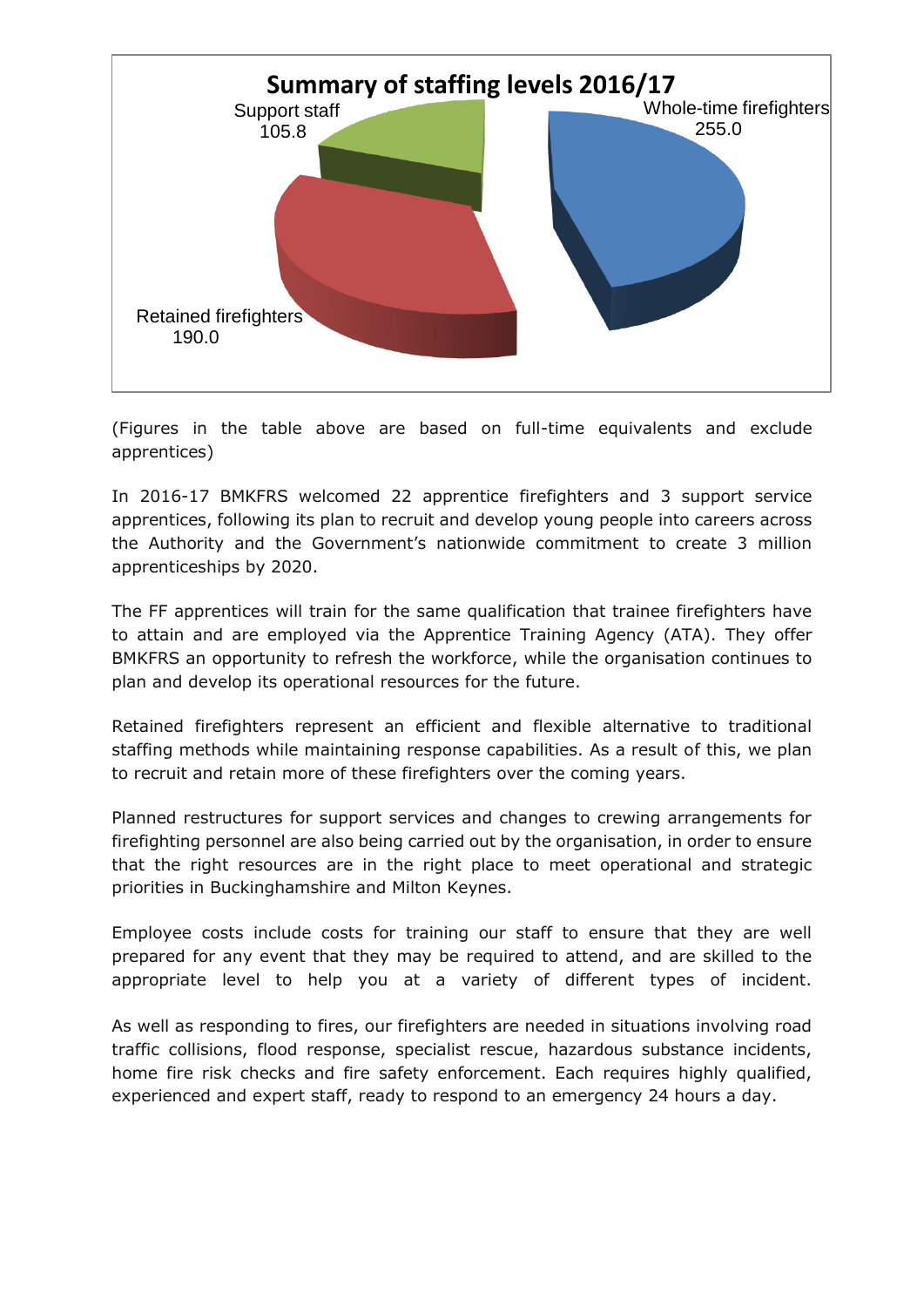**Summary of staffing levels 2016/17**

| Category | FTE |
| --- | --- |
| Whole-time firefighters | 255.0 |
| Retained firefighters | 190.0 |
| Support staff | 105.8 |

(Figures in the table above are based on full-time equivalents and exclude apprentices)

In 2016-17 BMKFRS welcomed 22 apprentice firefighters and 3 support service apprentices, following its plan to recruit and develop young people into careers across the Authority and the Government's nationwide commitment to create 3 million apprenticeships by 2020.

The FF apprentices will train for the same qualification that trainee firefighters have to attain and are employed via the Apprentice Training Agency (ATA). They offer BMKFRS an opportunity to refresh the workforce, while the organisation continues to plan and develop its operational resources for the future.

Retained firefighters represent an efficient and flexible alternative to traditional staffing methods while maintaining response capabilities. As a result of this, we plan to recruit and retain more of these firefighters over the coming years.

Planned restructures for support services and changes to crewing arrangements for firefighting personnel are also being carried out by the organisation, in order to ensure that the right resources are in the right place to meet operational and strategic priorities in Buckinghamshire and Milton Keynes.

Employee costs include costs for training our staff to ensure that they are well prepared for any event that they may be required to attend, and are skilled to the appropriate level to help you at a variety of different types of incident.

As well as responding to fires, our firefighters are needed in situations involving road traffic collisions, flood response, specialist rescue, hazardous substance incidents, home fire risk checks and fire safety enforcement. Each requires highly qualified, experienced and expert staff, ready to respond to an emergency 24 hours a day.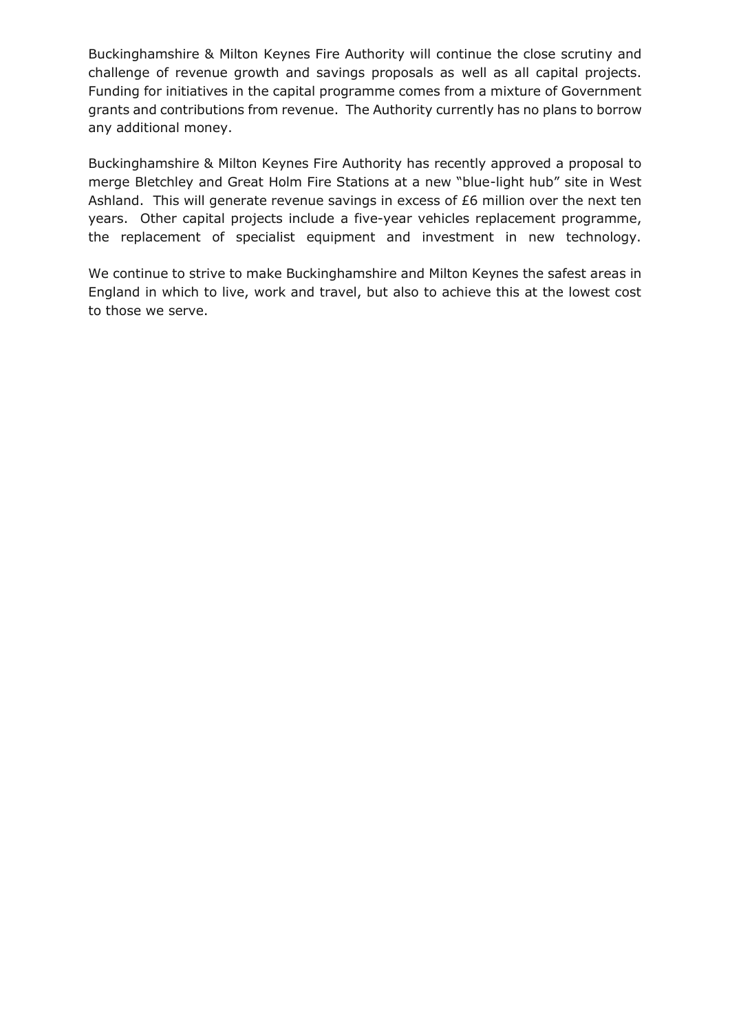Buckinghamshire & Milton Keynes Fire Authority will continue the close scrutiny and challenge of revenue growth and savings proposals as well as all capital projects. Funding for initiatives in the capital programme comes from a mixture of Government grants and contributions from revenue. The Authority currently has no plans to borrow any additional money.

Buckinghamshire & Milton Keynes Fire Authority has recently approved a proposal to merge Bletchley and Great Holm Fire Stations at a new "blue-light hub" site in West Ashland. This will generate revenue savings in excess of £6 million over the next ten years. Other capital projects include a five-year vehicles replacement programme, the replacement of specialist equipment and investment in new technology.

We continue to strive to make Buckinghamshire and Milton Keynes the safest areas in England in which to live, work and travel, but also to achieve this at the lowest cost to those we serve.